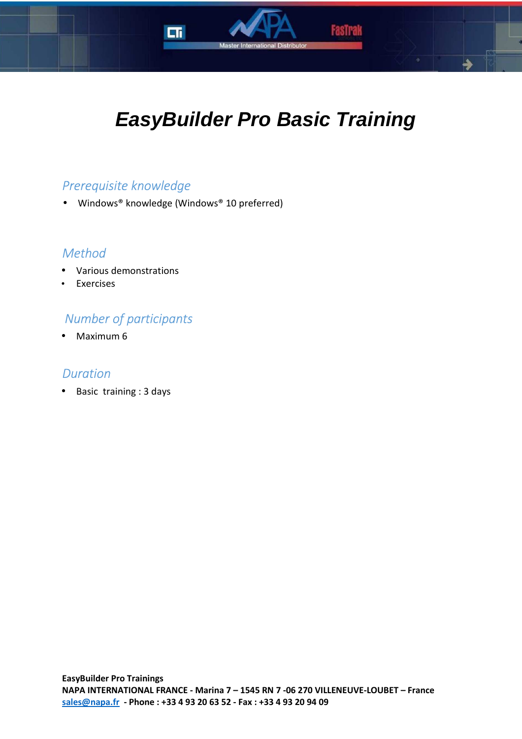# EasyBuilder Pro Basic Training

## Prerequisite knowledge

- Windows® knowledge (Windows® 10 preferred)

## Method

- Various demonstrations
- Exercises

## Number of participants

- Maximum 6

## Duration

- Basic training : 3 days

**EasyBuilder Pro Trainings**
**NAPA INTERNATIONAL FRANCE - Marina 7 – 1545 RN 7 -06 270 VILLENEUVE-LOUBET – France**
**sales@napa.fr - Phone : +33 4 93 20 63 52 - Fax : +33 4 93 20 94 09**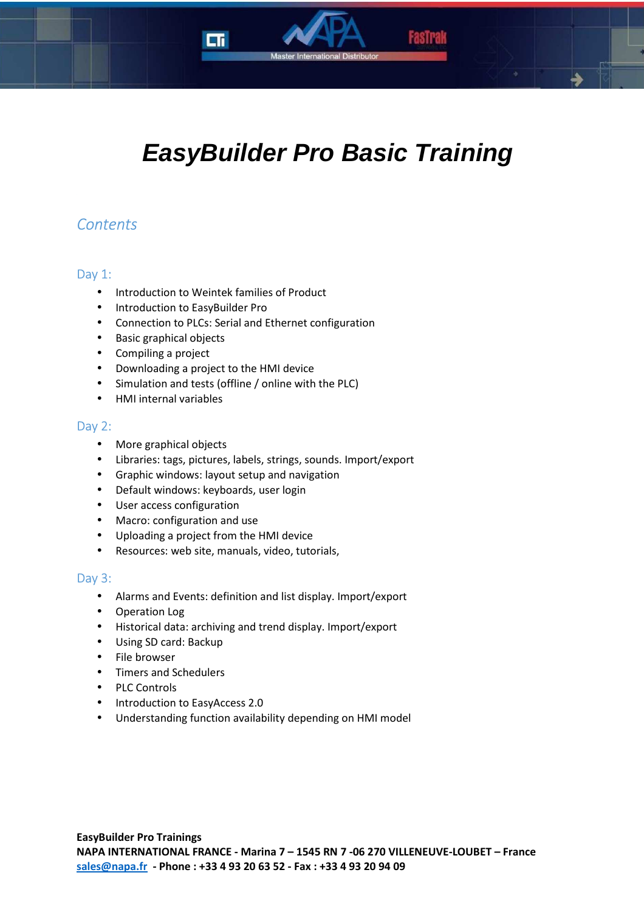# EasyBuilder Pro Basic Training

## Contents

### Day 1:

- Introduction to Weintek families of Product
- Introduction to EasyBuilder Pro
- Connection to PLCs: Serial and Ethernet configuration
- Basic graphical objects
- Compiling a project
- Downloading a project to the HMI device
- Simulation and tests (offline / online with the PLC)
- HMI internal variables

### Day 2:

- More graphical objects
- Libraries: tags, pictures, labels, strings, sounds. Import/export
- Graphic windows: layout setup and navigation
- Default windows: keyboards, user login
- User access configuration
- Macro: configuration and use
- Uploading a project from the HMI device
- Resources: web site, manuals, video, tutorials,

### Day 3:

- Alarms and Events: definition and list display. Import/export
- Operation Log
- Historical data: archiving and trend display. Import/export
- Using SD card: Backup
- File browser
- Timers and Schedulers
- PLC Controls
- Introduction to EasyAccess 2.0
- Understanding function availability depending on HMI model

**EasyBuilder Pro Trainings**
**NAPA INTERNATIONAL FRANCE - Marina 7 – 1545 RN 7 -06 270 VILLENEUVE-LOUBET – France**
sales@napa.fr **- Phone : +33 4 93 20 63 52 - Fax : +33 4 93 20 94 09**